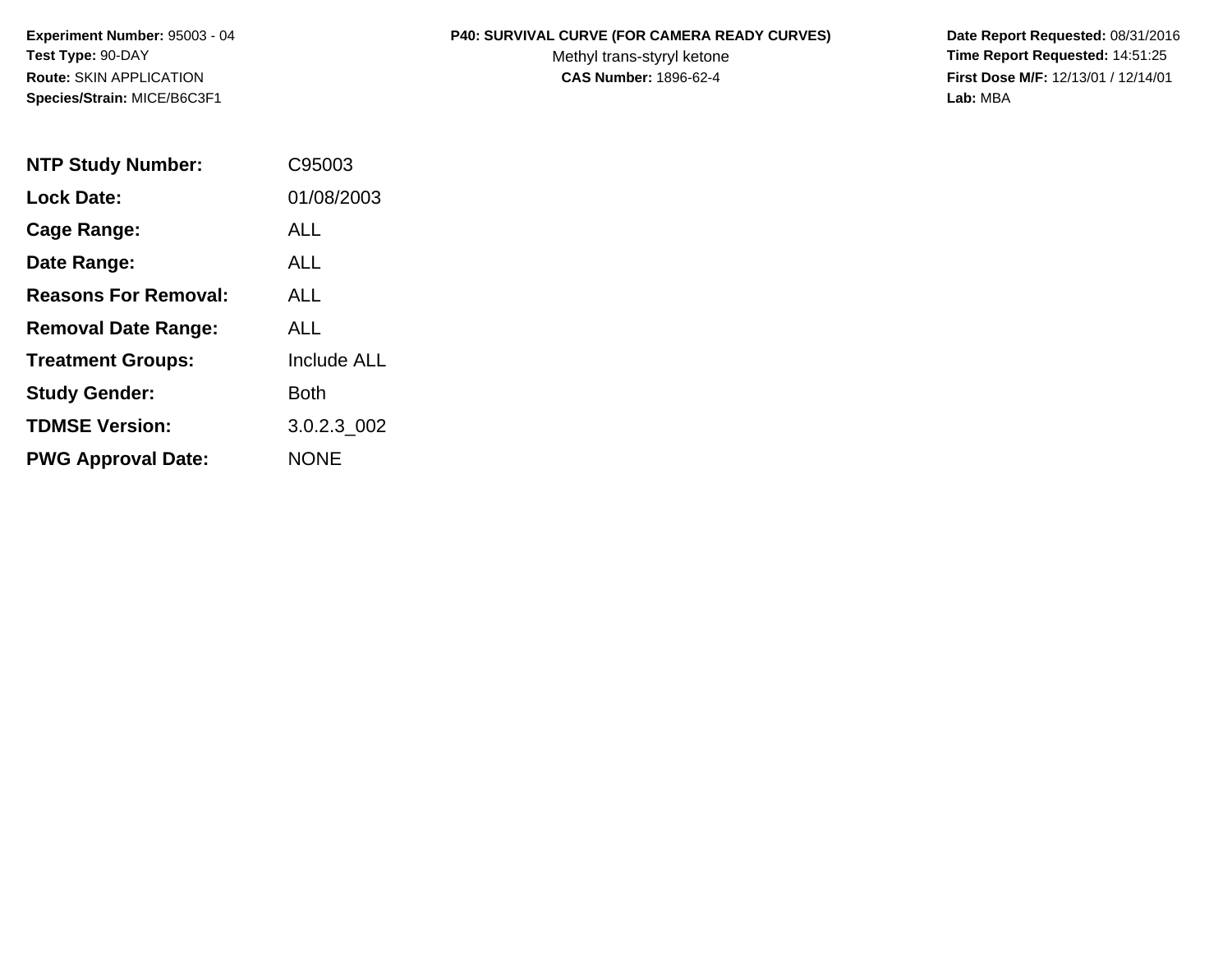**Experiment Number:** 95003 - 04
**Test Type:** 90-DAY
**Route:** SKIN APPLICATION
**Species/Strain:** MICE/B6C3F1

**P40: SURVIVAL CURVE (FOR CAMERA READY CURVES)**
Methyl trans-styryl ketone
**CAS Number:** 1896-62-4

**Date Report Requested:** 08/31/2016
**Time Report Requested:** 14:51:25
**First Dose M/F:** 12/13/01 / 12/14/01
**Lab:** MBA

| | |
|---|---|
| **NTP Study Number:** | C95003 |
| **Lock Date:** | 01/08/2003 |
| **Cage Range:** | ALL |
| **Date Range:** | ALL |
| **Reasons For Removal:** | ALL |
| **Removal Date Range:** | ALL |
| **Treatment Groups:** | Include ALL |
| **Study Gender:** | Both |
| **TDMSE Version:** | 3.0.2.3_002 |
| **PWG Approval Date:** | NONE |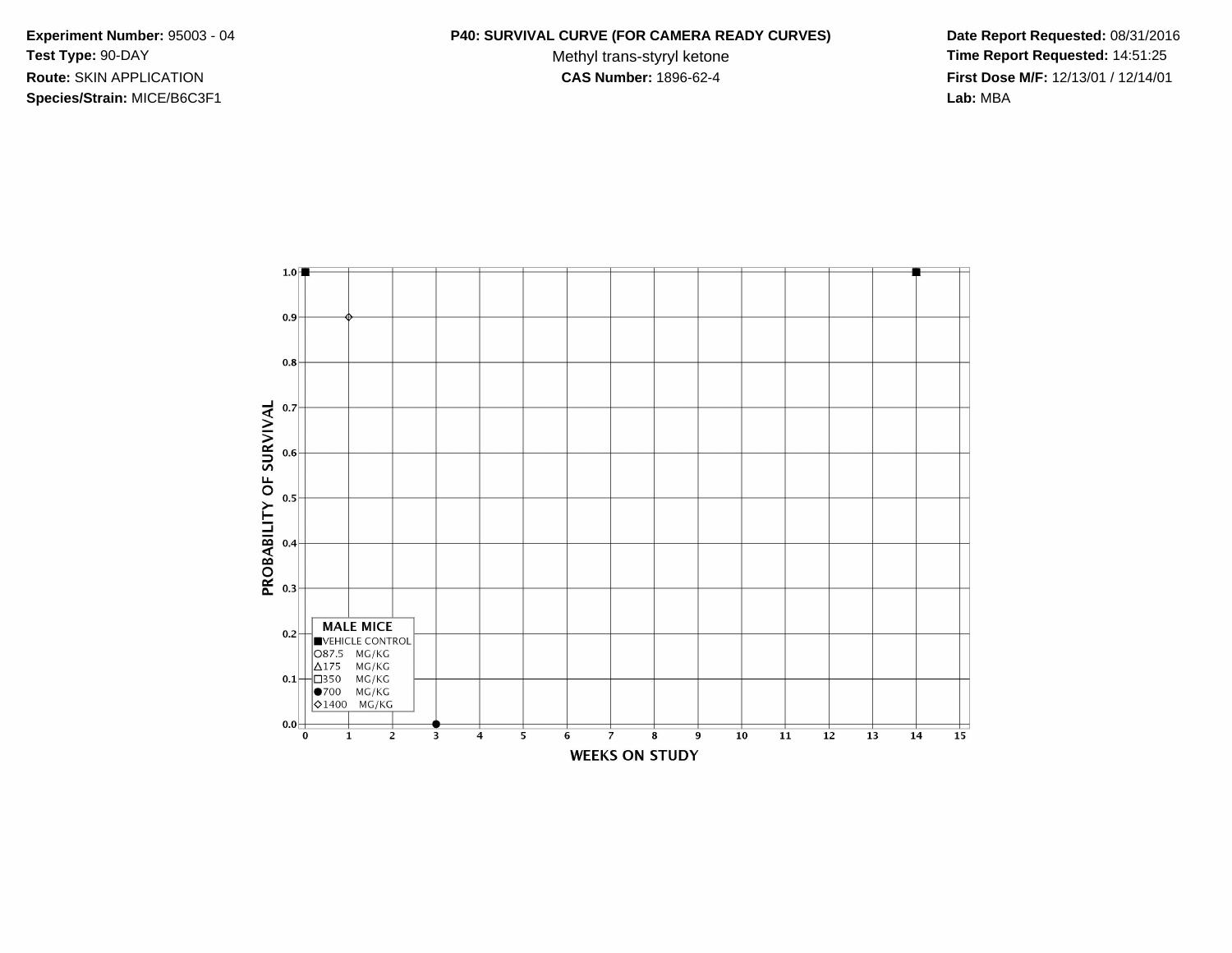**Experiment Number:** 95003 - 04
**Test Type:** 90-DAY
**Route:** SKIN APPLICATION
**Species/Strain:** MICE/B6C3F1

**P40: SURVIVAL CURVE (FOR CAMERA READY CURVES)**
Methyl trans-styryl ketone
**CAS Number:** 1896-62-4

**Date Report Requested:** 08/31/2016
**Time Report Requested:** 14:51:25
**First Dose M/F:** 12/13/01 / 12/14/01
**Lab:** MBA

PROBABILITY OF SURVIVAL

1.0
0.9
0.8
0.7
0.6
0.5
0.4
0.3
0.2
0.1
0.0

0 1 2 3 4 5 6 7 8 9 10 11 12 13 14 15

WEEKS ON STUDY

**MALE MICE**
■VEHICLE CONTROL
○87.5 MG/KG
△175 MG/KG
□350 MG/KG
●700 MG/KG
◇1400 MG/KG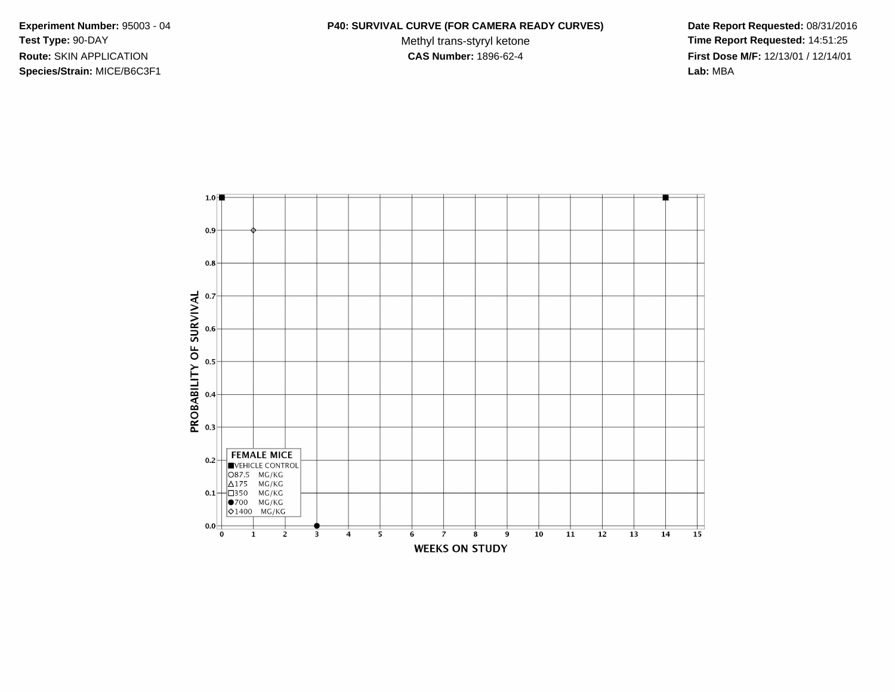**Experiment Number:** 95003 - 04
**Test Type:** 90-DAY
**Route:** SKIN APPLICATION
**Species/Strain:** MICE/B6C3F1

**P40: SURVIVAL CURVE (FOR CAMERA READY CURVES)**
Methyl trans-styryl ketone
**CAS Number:** 1896-62-4

**Date Report Requested:** 08/31/2016
**Time Report Requested:** 14:51:25
**First Dose M/F:** 12/13/01 / 12/14/01
**Lab:** MBA

PROBABILITY OF SURVIVAL

1.0
0.9
0.8
0.7
0.6
0.5
0.4
0.3
0.2
0.1
0.0

0 1 2 3 4 5 6 7 8 9 10 11 12 13 14 15

WEEKS ON STUDY

FEMALE MICE
■ VEHICLE CONTROL
○ 87.5 MG/KG
△ 175 MG/KG
□ 350 MG/KG
● 700 MG/KG
◇ 1400 MG/KG